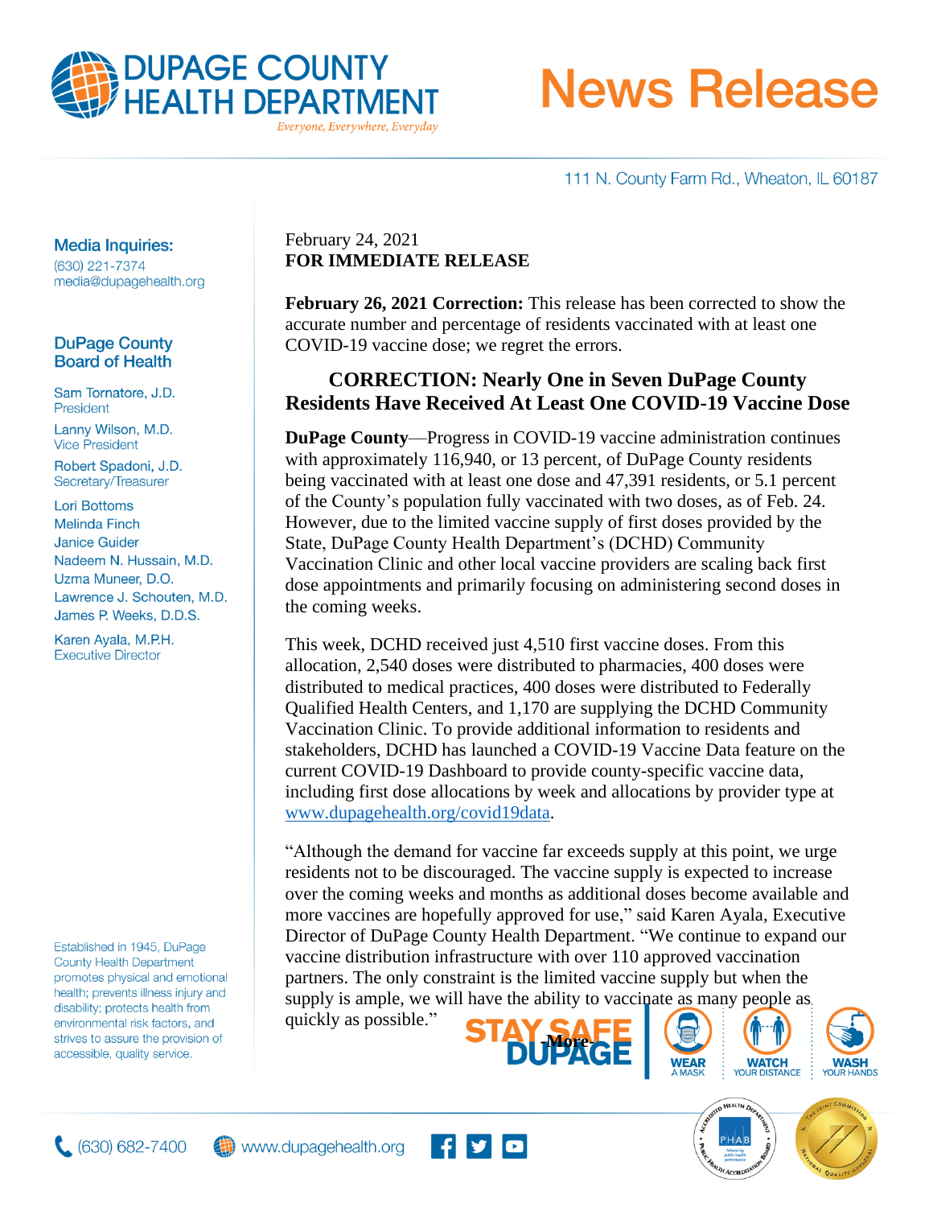# DUPAGE COUNTY HEALTH DEPARTMENT

*Everyone, Everywhere, Everyday*

# News Release

111 N. County Farm Rd., Wheaton, IL 60187

**Media Inquiries:**
(630) 221-7374
media@dupagehealth.org

**DuPage County Board of Health**

Sam Tornatore, J.D.
President

Lanny Wilson, M.D.
Vice President

Robert Spadoni, J.D.
Secretary/Treasurer

Lori Bottoms
Melinda Finch
Janice Guider
Nadeem N. Hussain, M.D.
Uzma Muneer, D.O.
Lawrence J. Schouten, M.D.
James P. Weeks, D.D.S.

Karen Ayala, M.P.H.
Executive Director

Established in 1945, DuPage County Health Department promotes physical and emotional health; prevents illness injury and disability; protects health from environmental risk factors, and strives to assure the provision of accessible, quality service.

February 24, 2021
**FOR IMMEDIATE RELEASE**

**February 26, 2021 Correction:** This release has been corrected to show the accurate number and percentage of residents vaccinated with at least one COVID-19 vaccine dose; we regret the errors.

## CORRECTION: Nearly One in Seven DuPage County Residents Have Received At Least One COVID-19 Vaccine Dose

**DuPage County**—Progress in COVID-19 vaccine administration continues with approximately 116,940, or 13 percent, of DuPage County residents being vaccinated with at least one dose and 47,391 residents, or 5.1 percent of the County's population fully vaccinated with two doses, as of Feb. 24. However, due to the limited vaccine supply of first doses provided by the State, DuPage County Health Department's (DCHD) Community Vaccination Clinic and other local vaccine providers are scaling back first dose appointments and primarily focusing on administering second doses in the coming weeks.

This week, DCHD received just 4,510 first vaccine doses. From this allocation, 2,540 doses were distributed to pharmacies, 400 doses were distributed to medical practices, 400 doses were distributed to Federally Qualified Health Centers, and 1,170 are supplying the DCHD Community Vaccination Clinic. To provide additional information to residents and stakeholders, DCHD has launched a COVID-19 Vaccine Data feature on the current COVID-19 Dashboard to provide county-specific vaccine data, including first dose allocations by week and allocations by provider type at www.dupagehealth.org/covid19data.

"Although the demand for vaccine far exceeds supply at this point, we urge residents not to be discouraged. The vaccine supply is expected to increase over the coming weeks and months as additional doses become available and more vaccines are hopefully approved for use," said Karen Ayala, Executive Director of DuPage County Health Department. "We continue to expand our vaccine distribution infrastructure with over 110 approved vaccination partners. The only constraint is the limited vaccine supply but when the supply is ample, we will have the ability to vaccinate as many people as quickly as possible."

-More-

STAY SAFE DUPAGE — WEAR A MASK | WATCH YOUR DISTANCE | WASH YOUR HANDS

(630) 682-7400 www.dupagehealth.org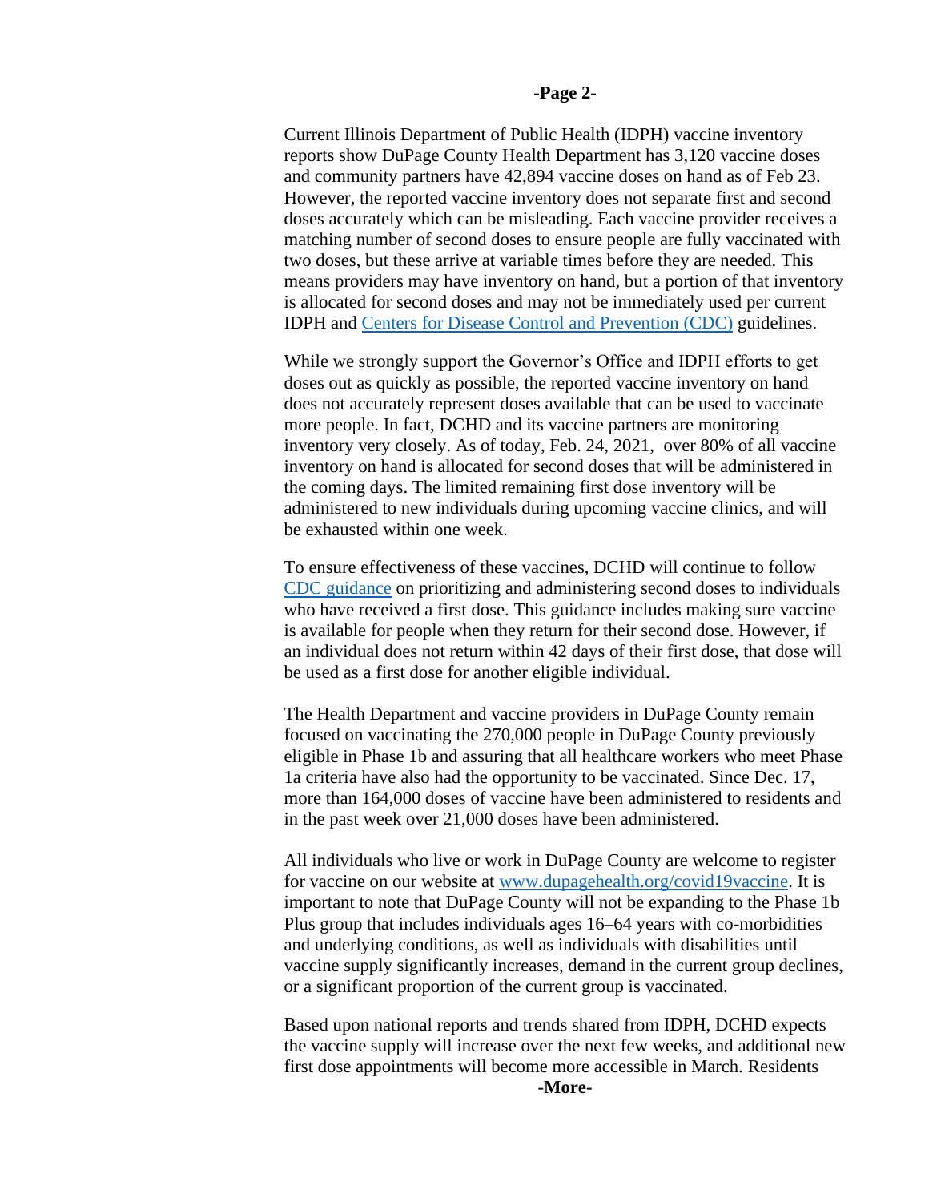Current Illinois Department of Public Health (IDPH) vaccine inventory reports show DuPage County Health Department has 3,120 vaccine doses and community partners have 42,894 vaccine doses on hand as of Feb 23. However, the reported vaccine inventory does not separate first and second doses accurately which can be misleading. Each vaccine provider receives a matching number of second doses to ensure people are fully vaccinated with two doses, but these arrive at variable times before they are needed. This means providers may have inventory on hand, but a portion of that inventory is allocated for second doses and may not be immediately used per current IDPH and [Centers for Disease Control and Prevention (CDC)](https://www.cdc.gov) guidelines.

While we strongly support the Governor's Office and IDPH efforts to get doses out as quickly as possible, the reported vaccine inventory on hand does not accurately represent doses available that can be used to vaccinate more people. In fact, DCHD and its vaccine partners are monitoring inventory very closely. As of today, Feb. 24, 2021, over 80% of all vaccine inventory on hand is allocated for second doses that will be administered in the coming days. The limited remaining first dose inventory will be administered to new individuals during upcoming vaccine clinics, and will be exhausted within one week.

To ensure effectiveness of these vaccines, DCHD will continue to follow [CDC guidance](https://www.cdc.gov) on prioritizing and administering second doses to individuals who have received a first dose. This guidance includes making sure vaccine is available for people when they return for their second dose. However, if an individual does not return within 42 days of their first dose, that dose will be used as a first dose for another eligible individual.

The Health Department and vaccine providers in DuPage County remain focused on vaccinating the 270,000 people in DuPage County previously eligible in Phase 1b and assuring that all healthcare workers who meet Phase 1a criteria have also had the opportunity to be vaccinated. Since Dec. 17, more than 164,000 doses of vaccine have been administered to residents and in the past week over 21,000 doses have been administered.

All individuals who live or work in DuPage County are welcome to register for vaccine on our website at [www.dupagehealth.org/covid19vaccine](http://www.dupagehealth.org/covid19vaccine). It is important to note that DuPage County will not be expanding to the Phase 1b Plus group that includes individuals ages 16–64 years with co-morbidities and underlying conditions, as well as individuals with disabilities until vaccine supply significantly increases, demand in the current group declines, or a significant proportion of the current group is vaccinated.

Based upon national reports and trends shared from IDPH, DCHD expects the vaccine supply will increase over the next few weeks, and additional new first dose appointments will become more accessible in March. Residents

**-More-**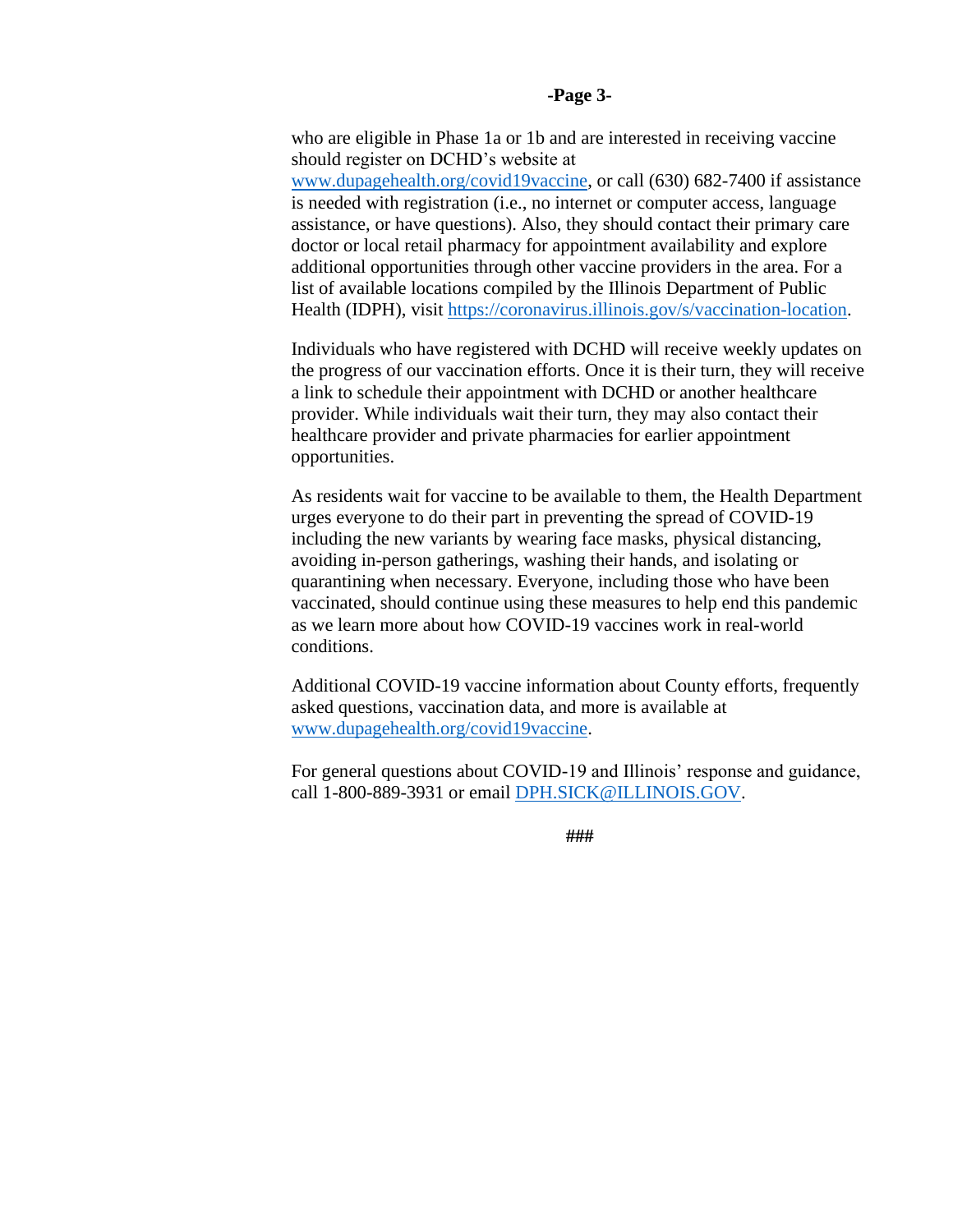who are eligible in Phase 1a or 1b and are interested in receiving vaccine should register on DCHD's website at www.dupagehealth.org/covid19vaccine, or call (630) 682-7400 if assistance is needed with registration (i.e., no internet or computer access, language assistance, or have questions). Also, they should contact their primary care doctor or local retail pharmacy for appointment availability and explore additional opportunities through other vaccine providers in the area. For a list of available locations compiled by the Illinois Department of Public Health (IDPH), visit https://coronavirus.illinois.gov/s/vaccination-location.

Individuals who have registered with DCHD will receive weekly updates on the progress of our vaccination efforts. Once it is their turn, they will receive a link to schedule their appointment with DCHD or another healthcare provider. While individuals wait their turn, they may also contact their healthcare provider and private pharmacies for earlier appointment opportunities.

As residents wait for vaccine to be available to them, the Health Department urges everyone to do their part in preventing the spread of COVID-19 including the new variants by wearing face masks, physical distancing, avoiding in-person gatherings, washing their hands, and isolating or quarantining when necessary. Everyone, including those who have been vaccinated, should continue using these measures to help end this pandemic as we learn more about how COVID-19 vaccines work in real-world conditions.

Additional COVID-19 vaccine information about County efforts, frequently asked questions, vaccination data, and more is available at www.dupagehealth.org/covid19vaccine.

For general questions about COVID-19 and Illinois' response and guidance, call 1-800-889-3931 or email DPH.SICK@ILLINOIS.GOV.

###